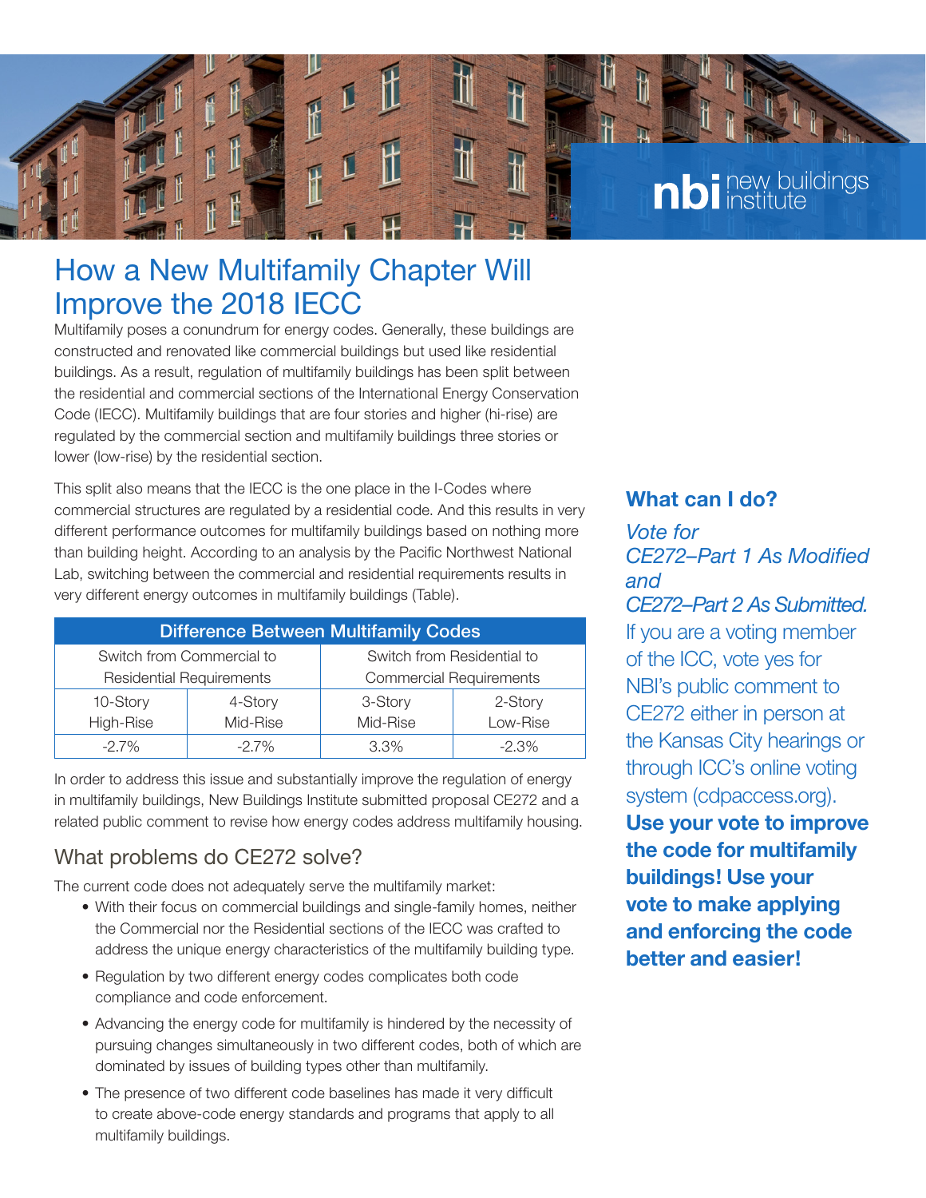# How a New Multifamily Chapter Will Improve the 2018 IECC

Multifamily poses a conundrum for energy codes. Generally, these buildings are constructed and renovated like commercial buildings but used like residential buildings. As a result, regulation of multifamily buildings has been split between the residential and commercial sections of the International Energy Conservation Code (IECC). Multifamily buildings that are four stories and higher (hi-rise) are regulated by the commercial section and multifamily buildings three stories or lower (low-rise) by the residential section.

This split also means that the IECC is the one place in the I-Codes where commercial structures are regulated by a residential code. And this results in very different performance outcomes for multifamily buildings based on nothing more than building height. According to an analysis by the Pacific Northwest National Lab, switching between the commercial and residential requirements results in very different energy outcomes in multifamily buildings (Table).

| Difference Between Multifamily Codes | | | |
|---|---|---|---|
| Switch from Commercial to Residential Requirements | | Switch from Residential to Commercial Requirements | |
| 10-Story High-Rise | 4-Story Mid-Rise | 3-Story Mid-Rise | 2-Story Low-Rise |
| -2.7% | -2.7% | 3.3% | -2.3% |

In order to address this issue and substantially improve the regulation of energy in multifamily buildings, New Buildings Institute submitted proposal CE272 and a related public comment to revise how energy codes address multifamily housing.

## What problems do CE272 solve?

The current code does not adequately serve the multifamily market:

- With their focus on commercial buildings and single-family homes, neither the Commercial nor the Residential sections of the IECC was crafted to address the unique energy characteristics of the multifamily building type.
- Regulation by two different energy codes complicates both code compliance and code enforcement.
- Advancing the energy code for multifamily is hindered by the necessity of pursuing changes simultaneously in two different codes, both of which are dominated by issues of building types other than multifamily.
- The presence of two different code baselines has made it very difficult to create above-code energy standards and programs that apply to all multifamily buildings.

## What can I do?

*Vote for CE272–Part 1 As Modified and CE272–Part 2 As Submitted.* If you are a voting member of the ICC, vote yes for NBI's public comment to CE272 either in person at the Kansas City hearings or through ICC's online voting system (cdpaccess.org). **Use your vote to improve the code for multifamily buildings! Use your vote to make applying and enforcing the code better and easier!**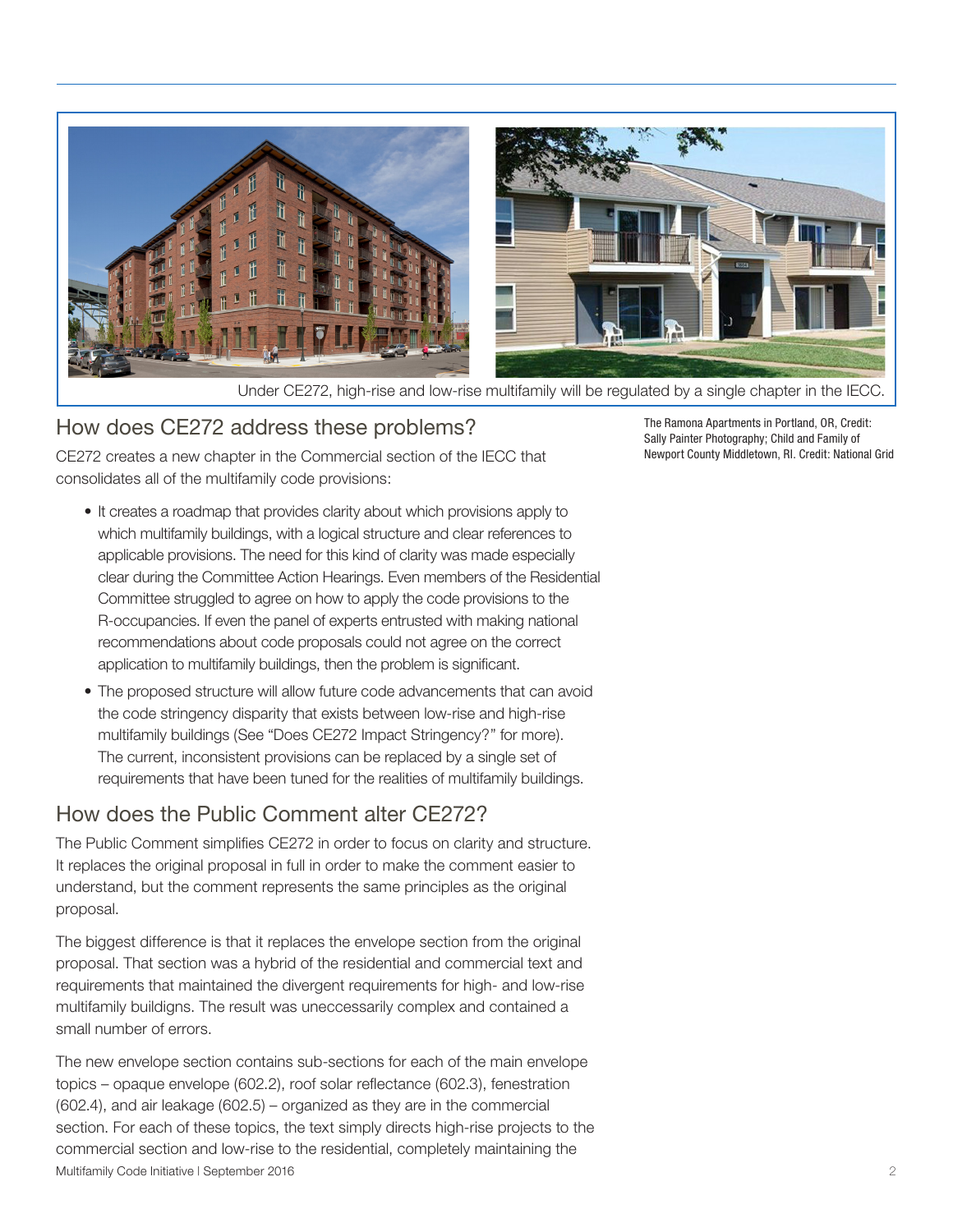Under CE272, high-rise and low-rise multifamily will be regulated by a single chapter in the IECC.

The Ramona Apartments in Portland, OR, Credit: Sally Painter Photography; Child and Family of Newport County Middletown, RI. Credit: National Grid

## How does CE272 address these problems?

CE272 creates a new chapter in the Commercial section of the IECC that consolidates all of the multifamily code provisions:

- It creates a roadmap that provides clarity about which provisions apply to which multifamily buildings, with a logical structure and clear references to applicable provisions. The need for this kind of clarity was made especially clear during the Committee Action Hearings. Even members of the Residential Committee struggled to agree on how to apply the code provisions to the R-occupancies. If even the panel of experts entrusted with making national recommendations about code proposals could not agree on the correct application to multifamily buildings, then the problem is significant.
- The proposed structure will allow future code advancements that can avoid the code stringency disparity that exists between low-rise and high-rise multifamily buildings (See "Does CE272 Impact Stringency?" for more). The current, inconsistent provisions can be replaced by a single set of requirements that have been tuned for the realities of multifamily buildings.

## How does the Public Comment alter CE272?

The Public Comment simplifies CE272 in order to focus on clarity and structure. It replaces the original proposal in full in order to make the comment easier to understand, but the comment represents the same principles as the original proposal.

The biggest difference is that it replaces the envelope section from the original proposal. That section was a hybrid of the residential and commercial text and requirements that maintained the divergent requirements for high- and low-rise multifamily buildigns. The result was uneccessarily complex and contained a small number of errors.

The new envelope section contains sub-sections for each of the main envelope topics – opaque envelope (602.2), roof solar reflectance (602.3), fenestration (602.4), and air leakage (602.5) – organized as they are in the commercial section. For each of these topics, the text simply directs high-rise projects to the commercial section and low-rise to the residential, completely maintaining the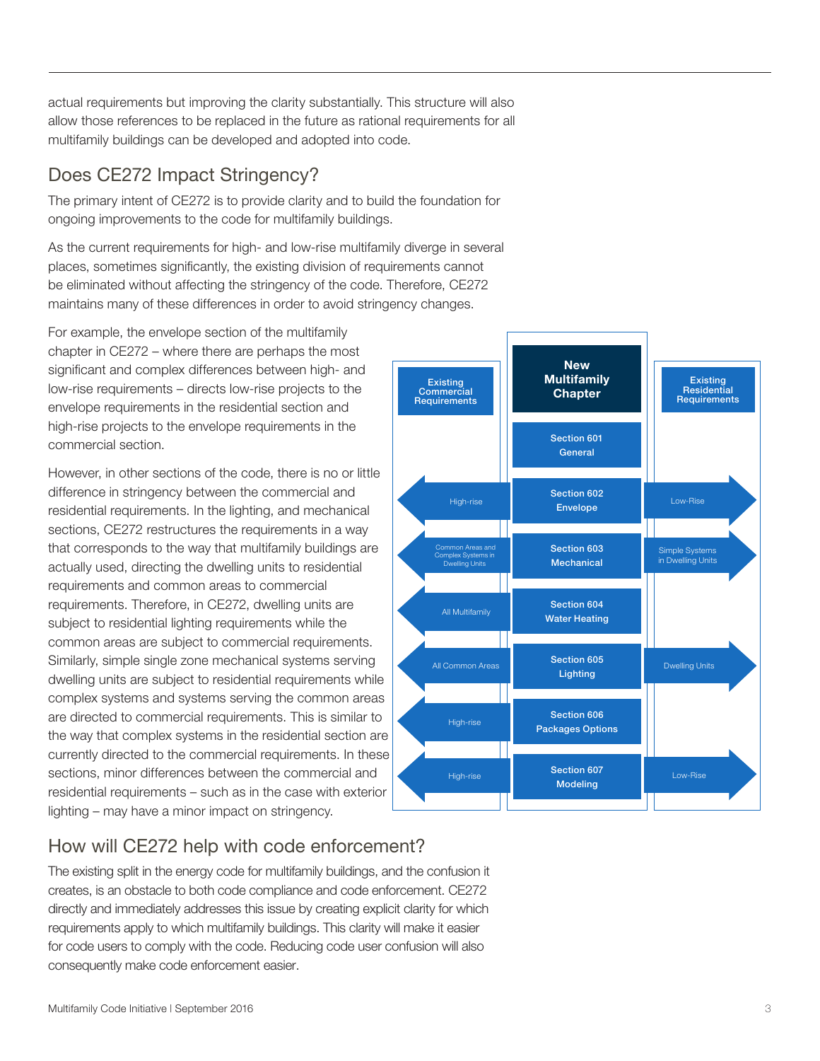actual requirements but improving the clarity substantially. This structure will also allow those references to be replaced in the future as rational requirements for all multifamily buildings can be developed and adopted into code.

## Does CE272 Impact Stringency?

The primary intent of CE272 is to provide clarity and to build the foundation for ongoing improvements to the code for multifamily buildings.

As the current requirements for high- and low-rise multifamily diverge in several places, sometimes significantly, the existing division of requirements cannot be eliminated without affecting the stringency of the code. Therefore, CE272 maintains many of these differences in order to avoid stringency changes.

For example, the envelope section of the multifamily chapter in CE272 – where there are perhaps the most significant and complex differences between high- and low-rise requirements – directs low-rise projects to the envelope requirements in the residential section and high-rise projects to the envelope requirements in the commercial section.

However, in other sections of the code, there is no or little difference in stringency between the commercial and residential requirements. In the lighting, and mechanical sections, CE272 restructures the requirements in a way that corresponds to the way that multifamily buildings are actually used, directing the dwelling units to residential requirements and common areas to commercial requirements. Therefore, in CE272, dwelling units are subject to residential lighting requirements while the common areas are subject to commercial requirements. Similarly, simple single zone mechanical systems serving dwelling units are subject to residential requirements while complex systems and systems serving the common areas are directed to commercial requirements. This is similar to the way that complex systems in the residential section are currently directed to the commercial requirements. In these sections, minor differences between the commercial and residential requirements – such as in the case with exterior lighting – may have a minor impact on stringency.

| Existing Commercial Requirements | New Multifamily Chapter | Existing Residential Requirements |
| --- | --- | --- |
| | Section 601 General | |
| High-rise | Section 602 Envelope | Low-Rise |
| Common Areas and Complex Systems in Dwelling Units | Section 603 Mechanical | Simple Systems in Dwelling Units |
| All Multifamily | Section 604 Water Heating | |
| All Common Areas | Section 605 Lighting | Dwelling Units |
| High-rise | Section 606 Packages Options | |
| High-rise | Section 607 Modeling | Low-Rise |

## How will CE272 help with code enforcement?

The existing split in the energy code for multifamily buildings, and the confusion it creates, is an obstacle to both code compliance and code enforcement. CE272 directly and immediately addresses this issue by creating explicit clarity for which requirements apply to which multifamily buildings. This clarity will make it easier for code users to comply with the code. Reducing code user confusion will also consequently make code enforcement easier.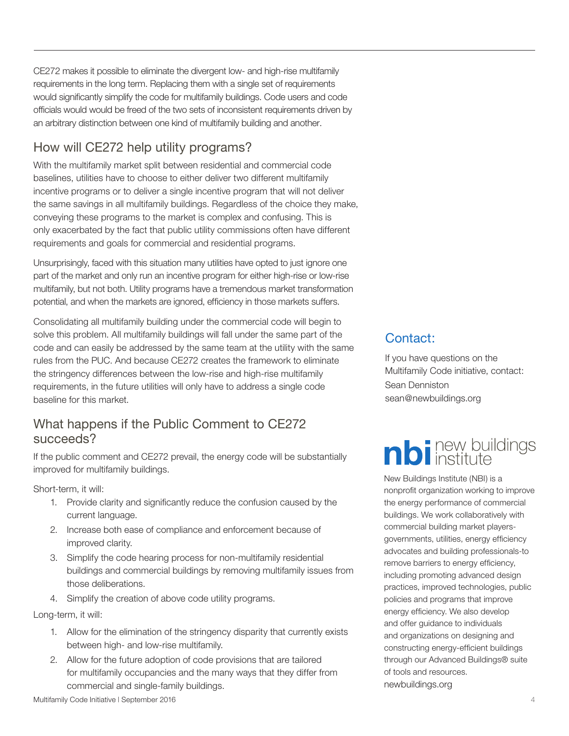CE272 makes it possible to eliminate the divergent low- and high-rise multifamily requirements in the long term. Replacing them with a single set of requirements would significantly simplify the code for multifamily buildings. Code users and code officials would would be freed of the two sets of inconsistent requirements driven by an arbitrary distinction between one kind of multifamily building and another.

## How will CE272 help utility programs?

With the multifamily market split between residential and commercial code baselines, utilities have to choose to either deliver two different multifamily incentive programs or to deliver a single incentive program that will not deliver the same savings in all multifamily buildings. Regardless of the choice they make, conveying these programs to the market is complex and confusing. This is only exacerbated by the fact that public utility commissions often have different requirements and goals for commercial and residential programs.

Unsurprisingly, faced with this situation many utilities have opted to just ignore one part of the market and only run an incentive program for either high-rise or low-rise multifamily, but not both. Utility programs have a tremendous market transformation potential, and when the markets are ignored, efficiency in those markets suffers.

Consolidating all multifamily building under the commercial code will begin to solve this problem. All multifamily buildings will fall under the same part of the code and can easily be addressed by the same team at the utility with the same rules from the PUC. And because CE272 creates the framework to eliminate the stringency differences between the low-rise and high-rise multifamily requirements, in the future utilities will only have to address a single code baseline for this market.

## What happens if the Public Comment to CE272 succeeds?

If the public comment and CE272 prevail, the energy code will be substantially improved for multifamily buildings.

Short-term, it will:

1. Provide clarity and significantly reduce the confusion caused by the current language.
2. Increase both ease of compliance and enforcement because of improved clarity.
3. Simplify the code hearing process for non-multifamily residential buildings and commercial buildings by removing multifamily issues from those deliberations.
4. Simplify the creation of above code utility programs.

Long-term, it will:

1. Allow for the elimination of the stringency disparity that currently exists between high- and low-rise multifamily.
2. Allow for the future adoption of code provisions that are tailored for multifamily occupancies and the many ways that they differ from commercial and single-family buildings.

## Contact:

If you have questions on the Multifamily Code initiative, contact:
Sean Denniston
sean@newbuildings.org

**nbi** new buildings institute

New Buildings Institute (NBI) is a nonprofit organization working to improve the energy performance of commercial buildings. We work collaboratively with commercial building market players-governments, utilities, energy efficiency advocates and building professionals-to remove barriers to energy efficiency, including promoting advanced design practices, improved technologies, public policies and programs that improve energy efficiency. We also develop and offer guidance to individuals and organizations on designing and constructing energy-efficient buildings through our Advanced Buildings® suite of tools and resources.
newbuildings.org